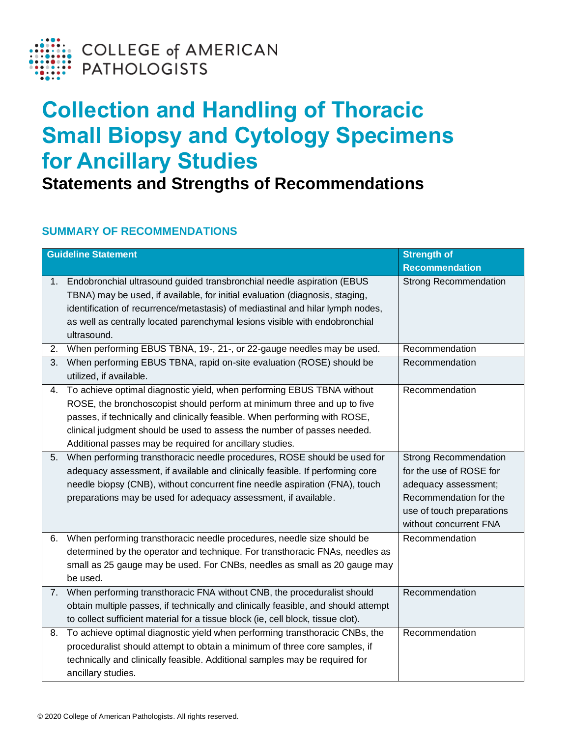COLLEGE of AMERICAN PATHOLOGISTS

# Collection and Handling of Thoracic Small Biopsy and Cytology Specimens for Ancillary Studies

## Statements and Strengths of Recommendations

### SUMMARY OF RECOMMENDATIONS

| Guideline Statement | Strength of Recommendation |
| --- | --- |
| 1. Endobronchial ultrasound guided transbronchial needle aspiration (EBUS TBNA) may be used, if available, for initial evaluation (diagnosis, staging, identification of recurrence/metastasis) of mediastinal and hilar lymph nodes, as well as centrally located parenchymal lesions visible with endobronchial ultrasound. | Strong Recommendation |
| 2. When performing EBUS TBNA, 19-, 21-, or 22-gauge needles may be used. | Recommendation |
| 3. When performing EBUS TBNA, rapid on-site evaluation (ROSE) should be utilized, if available. | Recommendation |
| 4. To achieve optimal diagnostic yield, when performing EBUS TBNA without ROSE, the bronchoscopist should perform at minimum three and up to five passes, if technically and clinically feasible. When performing with ROSE, clinical judgment should be used to assess the number of passes needed. Additional passes may be required for ancillary studies. | Recommendation |
| 5. When performing transthoracic needle procedures, ROSE should be used for adequacy assessment, if available and clinically feasible. If performing core needle biopsy (CNB), without concurrent fine needle aspiration (FNA), touch preparations may be used for adequacy assessment, if available. | Strong Recommendation for the use of ROSE for adequacy assessment; Recommendation for the use of touch preparations without concurrent FNA |
| 6. When performing transthoracic needle procedures, needle size should be determined by the operator and technique. For transthoracic FNAs, needles as small as 25 gauge may be used. For CNBs, needles as small as 20 gauge may be used. | Recommendation |
| 7. When performing transthoracic FNA without CNB, the proceduralist should obtain multiple passes, if technically and clinically feasible, and should attempt to collect sufficient material for a tissue block (ie, cell block, tissue clot). | Recommendation |
| 8. To achieve optimal diagnostic yield when performing transthoracic CNBs, the proceduralist should attempt to obtain a minimum of three core samples, if technically and clinically feasible. Additional samples may be required for ancillary studies. | Recommendation |

© 2020 College of American Pathologists. All rights reserved.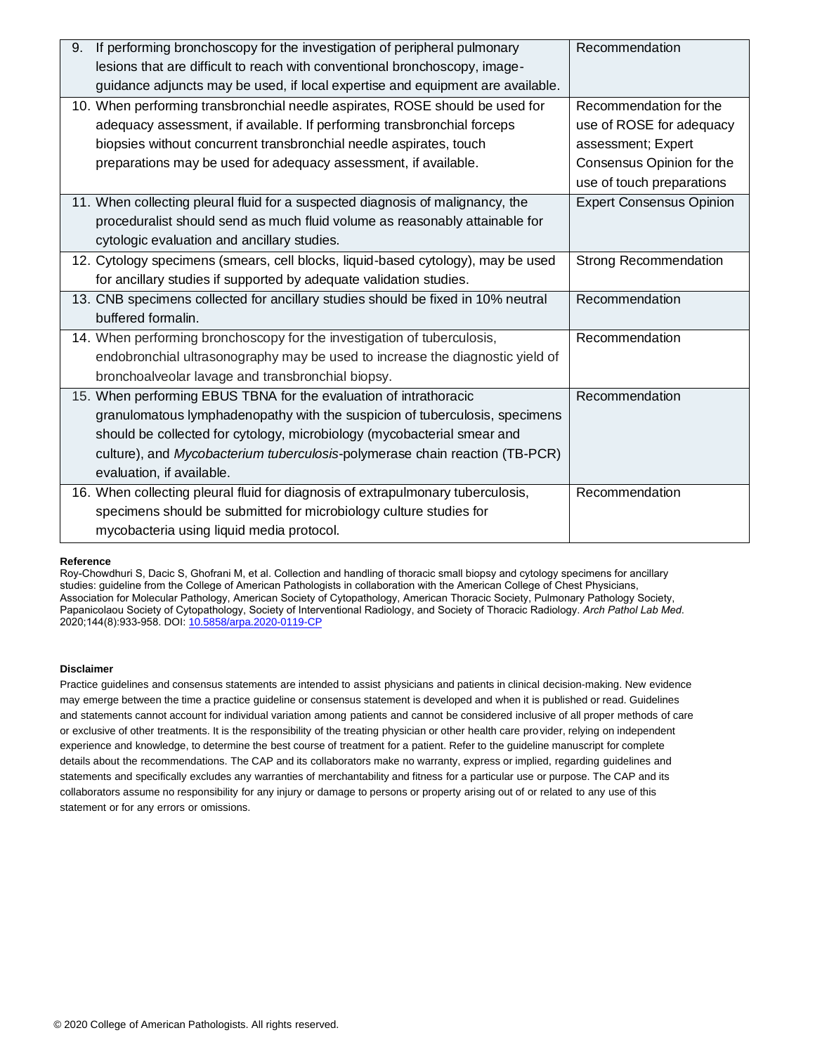| | |
|---|---|
| 9. If performing bronchoscopy for the investigation of peripheral pulmonary lesions that are difficult to reach with conventional bronchoscopy, image-guidance adjuncts may be used, if local expertise and equipment are available. | Recommendation |
| 10. When performing transbronchial needle aspirates, ROSE should be used for adequacy assessment, if available. If performing transbronchial forceps biopsies without concurrent transbronchial needle aspirates, touch preparations may be used for adequacy assessment, if available. | Recommendation for the use of ROSE for adequacy assessment; Expert Consensus Opinion for the use of touch preparations |
| 11. When collecting pleural fluid for a suspected diagnosis of malignancy, the proceduralist should send as much fluid volume as reasonably attainable for cytologic evaluation and ancillary studies. | Expert Consensus Opinion |
| 12. Cytology specimens (smears, cell blocks, liquid-based cytology), may be used for ancillary studies if supported by adequate validation studies. | Strong Recommendation |
| 13. CNB specimens collected for ancillary studies should be fixed in 10% neutral buffered formalin. | Recommendation |
| 14. When performing bronchoscopy for the investigation of tuberculosis, endobronchial ultrasonography may be used to increase the diagnostic yield of bronchoalveolar lavage and transbronchial biopsy. | Recommendation |
| 15. When performing EBUS TBNA for the evaluation of intrathoracic granulomatous lymphadenopathy with the suspicion of tuberculosis, specimens should be collected for cytology, microbiology (mycobacterial smear and culture), and *Mycobacterium tuberculosis*-polymerase chain reaction (TB-PCR) evaluation, if available. | Recommendation |
| 16. When collecting pleural fluid for diagnosis of extrapulmonary tuberculosis, specimens should be submitted for microbiology culture studies for mycobacteria using liquid media protocol. | Recommendation |

**Reference**

Roy-Chowdhuri S, Dacic S, Ghofrani M, et al. Collection and handling of thoracic small biopsy and cytology specimens for ancillary studies: guideline from the College of American Pathologists in collaboration with the American College of Chest Physicians, Association for Molecular Pathology, American Society of Cytopathology, American Thoracic Society, Pulmonary Pathology Society, Papanicolaou Society of Cytopathology, Society of Interventional Radiology, and Society of Thoracic Radiology. *Arch Pathol Lab Med*. 2020;144(8):933-958. DOI: 10.5858/arpa.2020-0119-CP

**Disclaimer**

Practice guidelines and consensus statements are intended to assist physicians and patients in clinical decision-making. New evidence may emerge between the time a practice guideline or consensus statement is developed and when it is published or read. Guidelines and statements cannot account for individual variation among patients and cannot be considered inclusive of all proper methods of care or exclusive of other treatments. It is the responsibility of the treating physician or other health care provider, relying on independent experience and knowledge, to determine the best course of treatment for a patient. Refer to the guideline manuscript for complete details about the recommendations. The CAP and its collaborators make no warranty, express or implied, regarding guidelines and statements and specifically excludes any warranties of merchantability and fitness for a particular use or purpose. The CAP and its collaborators assume no responsibility for any injury or damage to persons or property arising out of or related to any use of this statement or for any errors or omissions.

© 2020 College of American Pathologists. All rights reserved.